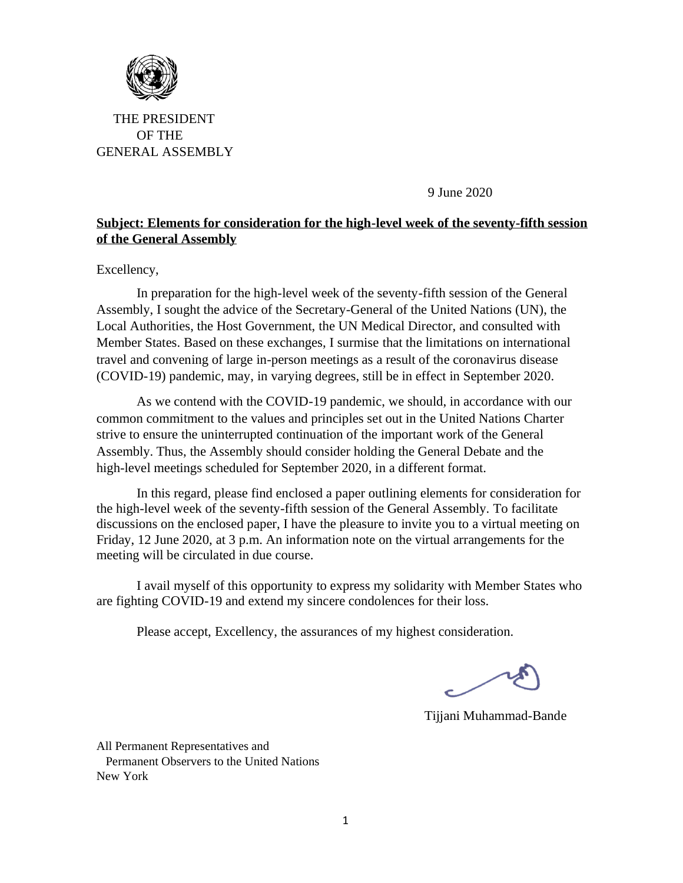THE PRESIDENT
OF THE
GENERAL ASSEMBLY

9 June 2020

**Subject: Elements for consideration for the high-level week of the seventy-fifth session of the General Assembly**

Excellency,

In preparation for the high-level week of the seventy-fifth session of the General Assembly, I sought the advice of the Secretary-General of the United Nations (UN), the Local Authorities, the Host Government, the UN Medical Director, and consulted with Member States. Based on these exchanges, I surmise that the limitations on international travel and convening of large in-person meetings as a result of the coronavirus disease (COVID-19) pandemic, may, in varying degrees, still be in effect in September 2020.

As we contend with the COVID-19 pandemic, we should, in accordance with our common commitment to the values and principles set out in the United Nations Charter strive to ensure the uninterrupted continuation of the important work of the General Assembly. Thus, the Assembly should consider holding the General Debate and the high-level meetings scheduled for September 2020, in a different format.

In this regard, please find enclosed a paper outlining elements for consideration for the high-level week of the seventy-fifth session of the General Assembly. To facilitate discussions on the enclosed paper, I have the pleasure to invite you to a virtual meeting on Friday, 12 June 2020, at 3 p.m. An information note on the virtual arrangements for the meeting will be circulated in due course.

I avail myself of this opportunity to express my solidarity with Member States who are fighting COVID-19 and extend my sincere condolences for their loss.

Please accept, Excellency, the assurances of my highest consideration.

Tijjani Muhammad-Bande

All Permanent Representatives and
Permanent Observers to the United Nations
New York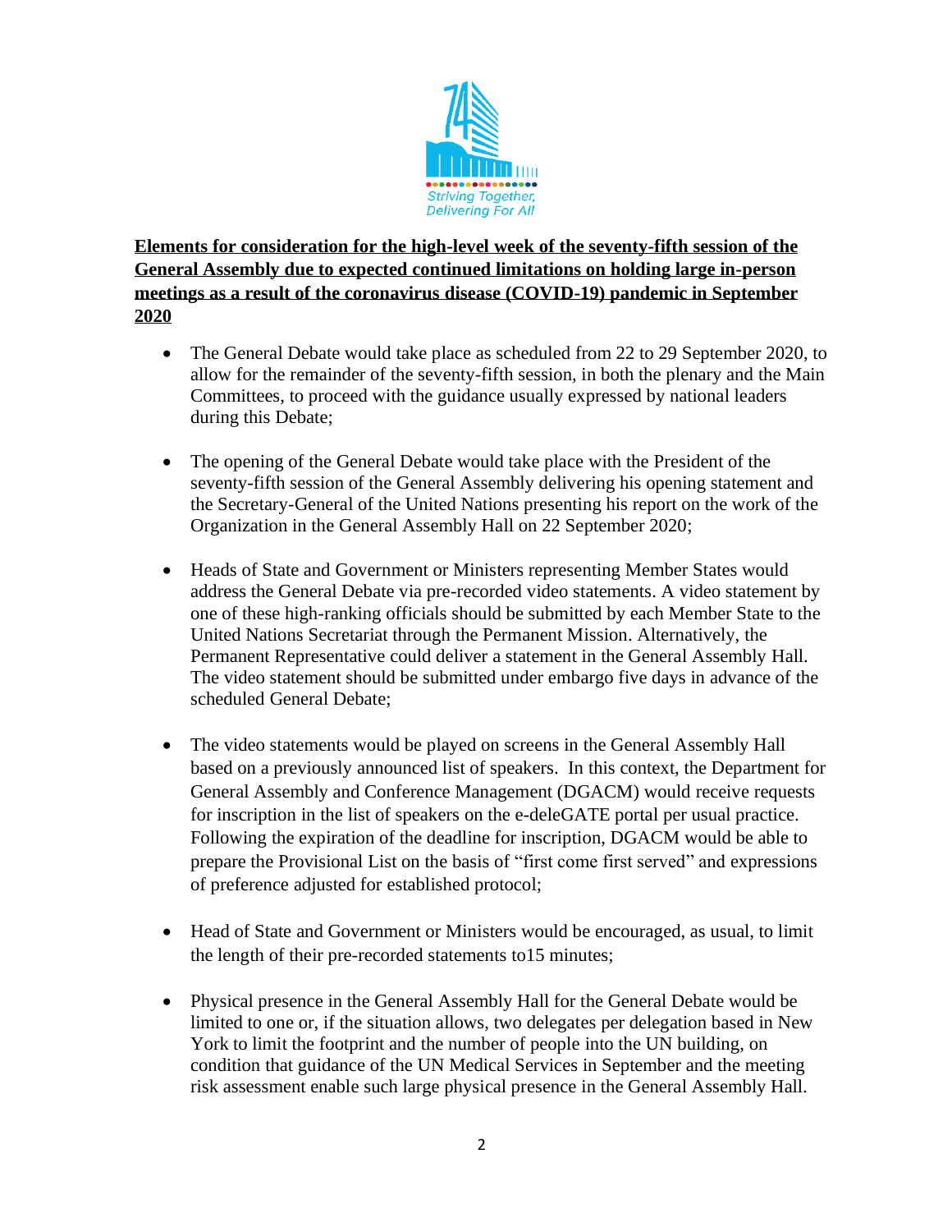**<u>Elements for consideration for the high-level week of the seventy-fifth session of the General Assembly due to expected continued limitations on holding large in-person meetings as a result of the coronavirus disease (COVID-19) pandemic in September 2020</u>**

- The General Debate would take place as scheduled from 22 to 29 September 2020, to allow for the remainder of the seventy-fifth session, in both the plenary and the Main Committees, to proceed with the guidance usually expressed by national leaders during this Debate;

- The opening of the General Debate would take place with the President of the seventy-fifth session of the General Assembly delivering his opening statement and the Secretary-General of the United Nations presenting his report on the work of the Organization in the General Assembly Hall on 22 September 2020;

- Heads of State and Government or Ministers representing Member States would address the General Debate via pre-recorded video statements. A video statement by one of these high-ranking officials should be submitted by each Member State to the United Nations Secretariat through the Permanent Mission. Alternatively, the Permanent Representative could deliver a statement in the General Assembly Hall. The video statement should be submitted under embargo five days in advance of the scheduled General Debate;

- The video statements would be played on screens in the General Assembly Hall based on a previously announced list of speakers. In this context, the Department for General Assembly and Conference Management (DGACM) would receive requests for inscription in the list of speakers on the e-deleGATE portal per usual practice. Following the expiration of the deadline for inscription, DGACM would be able to prepare the Provisional List on the basis of "first come first served" and expressions of preference adjusted for established protocol;

- Head of State and Government or Ministers would be encouraged, as usual, to limit the length of their pre-recorded statements to15 minutes;

- Physical presence in the General Assembly Hall for the General Debate would be limited to one or, if the situation allows, two delegates per delegation based in New York to limit the footprint and the number of people into the UN building, on condition that guidance of the UN Medical Services in September and the meeting risk assessment enable such large physical presence in the General Assembly Hall.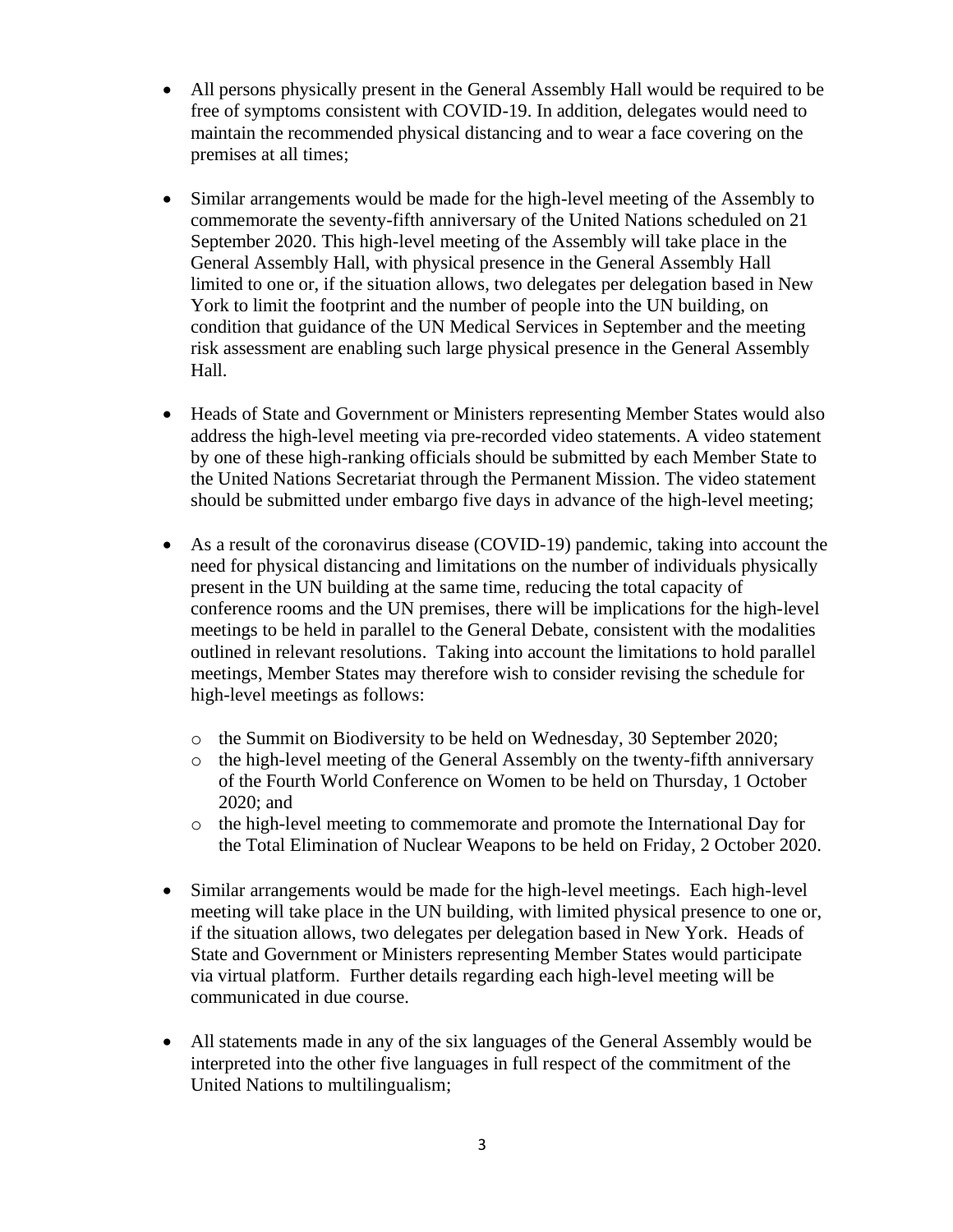- All persons physically present in the General Assembly Hall would be required to be free of symptoms consistent with COVID-19. In addition, delegates would need to maintain the recommended physical distancing and to wear a face covering on the premises at all times;

- Similar arrangements would be made for the high-level meeting of the Assembly to commemorate the seventy-fifth anniversary of the United Nations scheduled on 21 September 2020. This high-level meeting of the Assembly will take place in the General Assembly Hall, with physical presence in the General Assembly Hall limited to one or, if the situation allows, two delegates per delegation based in New York to limit the footprint and the number of people into the UN building, on condition that guidance of the UN Medical Services in September and the meeting risk assessment are enabling such large physical presence in the General Assembly Hall.

- Heads of State and Government or Ministers representing Member States would also address the high-level meeting via pre-recorded video statements. A video statement by one of these high-ranking officials should be submitted by each Member State to the United Nations Secretariat through the Permanent Mission. The video statement should be submitted under embargo five days in advance of the high-level meeting;

- As a result of the coronavirus disease (COVID-19) pandemic, taking into account the need for physical distancing and limitations on the number of individuals physically present in the UN building at the same time, reducing the total capacity of conference rooms and the UN premises, there will be implications for the high-level meetings to be held in parallel to the General Debate, consistent with the modalities outlined in relevant resolutions. Taking into account the limitations to hold parallel meetings, Member States may therefore wish to consider revising the schedule for high-level meetings as follows:

  - the Summit on Biodiversity to be held on Wednesday, 30 September 2020;
  - the high-level meeting of the General Assembly on the twenty-fifth anniversary of the Fourth World Conference on Women to be held on Thursday, 1 October 2020; and
  - the high-level meeting to commemorate and promote the International Day for the Total Elimination of Nuclear Weapons to be held on Friday, 2 October 2020.

- Similar arrangements would be made for the high-level meetings. Each high-level meeting will take place in the UN building, with limited physical presence to one or, if the situation allows, two delegates per delegation based in New York. Heads of State and Government or Ministers representing Member States would participate via virtual platform. Further details regarding each high-level meeting will be communicated in due course.

- All statements made in any of the six languages of the General Assembly would be interpreted into the other five languages in full respect of the commitment of the United Nations to multilingualism;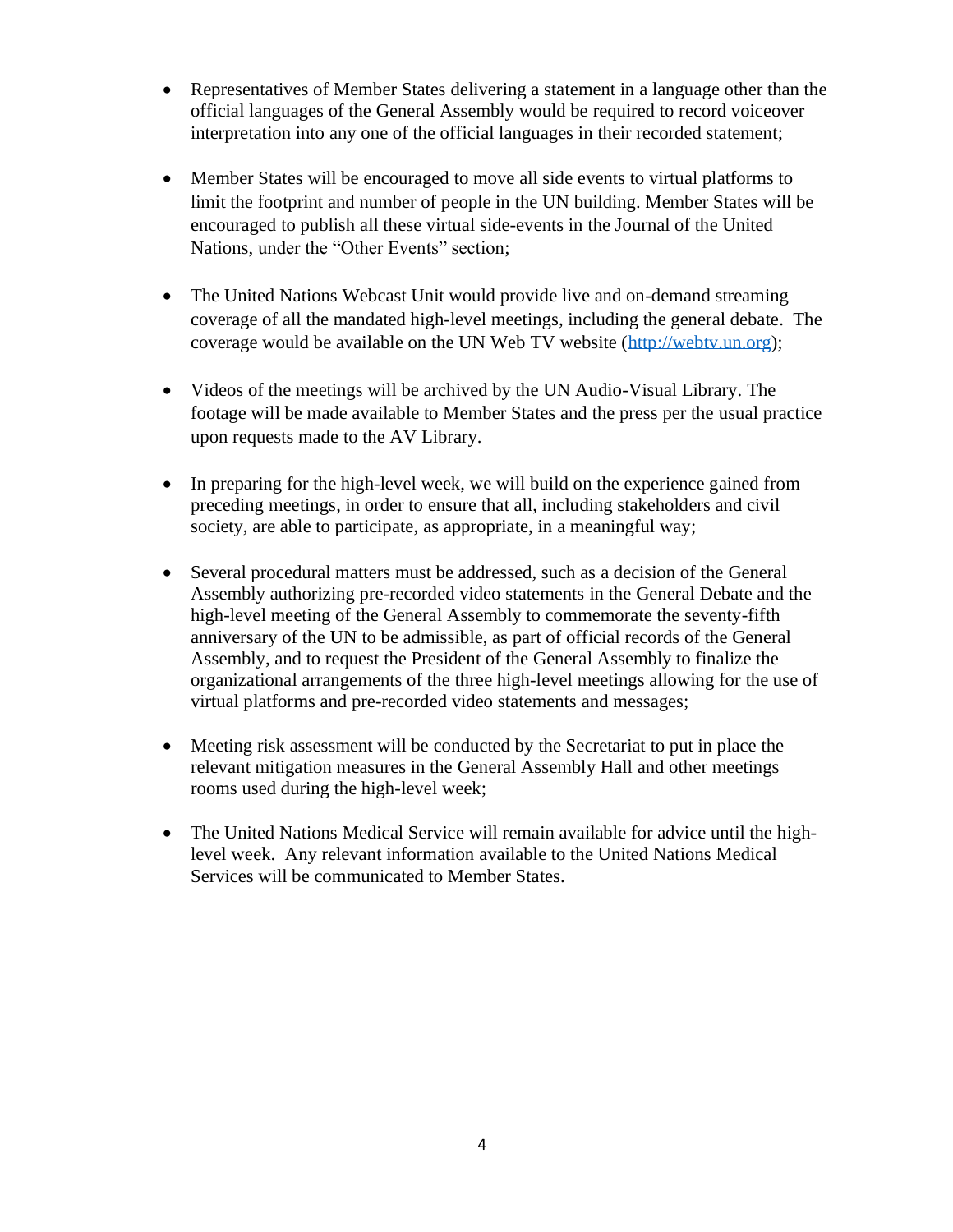- Representatives of Member States delivering a statement in a language other than the official languages of the General Assembly would be required to record voiceover interpretation into any one of the official languages in their recorded statement;

- Member States will be encouraged to move all side events to virtual platforms to limit the footprint and number of people in the UN building. Member States will be encouraged to publish all these virtual side-events in the Journal of the United Nations, under the "Other Events" section;

- The United Nations Webcast Unit would provide live and on-demand streaming coverage of all the mandated high-level meetings, including the general debate. The coverage would be available on the UN Web TV website (http://webtv.un.org);

- Videos of the meetings will be archived by the UN Audio-Visual Library. The footage will be made available to Member States and the press per the usual practice upon requests made to the AV Library.

- In preparing for the high-level week, we will build on the experience gained from preceding meetings, in order to ensure that all, including stakeholders and civil society, are able to participate, as appropriate, in a meaningful way;

- Several procedural matters must be addressed, such as a decision of the General Assembly authorizing pre-recorded video statements in the General Debate and the high-level meeting of the General Assembly to commemorate the seventy-fifth anniversary of the UN to be admissible, as part of official records of the General Assembly, and to request the President of the General Assembly to finalize the organizational arrangements of the three high-level meetings allowing for the use of virtual platforms and pre-recorded video statements and messages;

- Meeting risk assessment will be conducted by the Secretariat to put in place the relevant mitigation measures in the General Assembly Hall and other meetings rooms used during the high-level week;

- The United Nations Medical Service will remain available for advice until the high-level week. Any relevant information available to the United Nations Medical Services will be communicated to Member States.